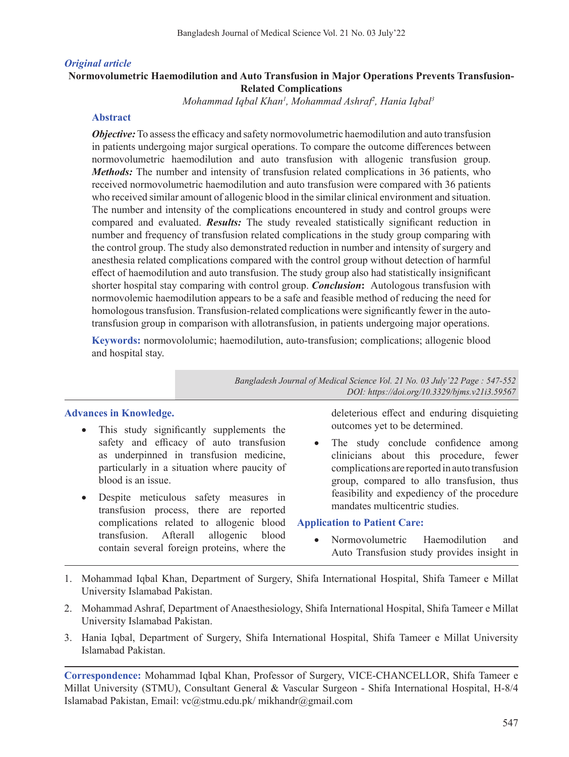*Original article*

# Normovolumetric Haemodilution and Auto Transfusion in Major Operations Prevents Transfusion-Related Complications

*Mohammad Iqbal Khan[1], Mohammad Ashraf[2], Hania Iqbal[3]*

## Abstract

***Objective:*** To assess the efficacy and safety normovolumetric haemodilution and auto transfusion in patients undergoing major surgical operations. To compare the outcome differences between normovolumetric haemodilution and auto transfusion with allogenic transfusion group. ***Methods:*** The number and intensity of transfusion related complications in 36 patients, who received normovolumetric haemodilution and auto transfusion were compared with 36 patients who received similar amount of allogenic blood in the similar clinical environment and situation. The number and intensity of the complications encountered in study and control groups were compared and evaluated. ***Results:*** The study revealed statistically significant reduction in number and frequency of transfusion related complications in the study group comparing with the control group. The study also demonstrated reduction in number and intensity of surgery and anesthesia related complications compared with the control group without detection of harmful effect of haemodilution and auto transfusion. The study group also had statistically insignificant shorter hospital stay comparing with control group. ***Conclusion*****:** Autologous transfusion with normovolemic haemodilution appears to be a safe and feasible method of reducing the need for homologous transfusion. Transfusion-related complications were significantly fewer in the auto-transfusion group in comparison with allotransfusion, in patients undergoing major operations.

**Keywords:** normovololumic; haemodilution, auto-transfusion; complications; allogenic blood and hospital stay.

*DOI: https://doi.org/10.3329/bjms.v21i3.59567*

## Advances in Knowledge.

- This study significantly supplements the safety and efficacy of auto transfusion as underpinned in transfusion medicine, particularly in a situation where paucity of blood is an issue.
- Despite meticulous safety measures in transfusion process, there are reported complications related to allogenic blood transfusion. Afterall allogenic blood contain several foreign proteins, where the deleterious effect and enduring disquieting outcomes yet to be determined.
- The study conclude confidence among clinicians about this procedure, fewer complications are reported in auto transfusion group, compared to allo transfusion, thus feasibility and expediency of the procedure mandates multicentric studies.

## Application to Patient Care:

- Normovolumetric Haemodilution and Auto Transfusion study provides insight in

---

1. Mohammad Iqbal Khan, Department of Surgery, Shifa International Hospital, Shifa Tameer e Millat University Islamabad Pakistan.
2. Mohammad Ashraf, Department of Anaesthesiology, Shifa International Hospital, Shifa Tameer e Millat University Islamabad Pakistan.
3. Hania Iqbal, Department of Surgery, Shifa International Hospital, Shifa Tameer e Millat University Islamabad Pakistan.

**Correspondence:** Mohammad Iqbal Khan, Professor of Surgery, VICE-CHANCELLOR, Shifa Tameer e Millat University (STMU), Consultant General & Vascular Surgeon - Shifa International Hospital, H-8/4 Islamabad Pakistan, Email: vc@stmu.edu.pk/ mikhandr@gmail.com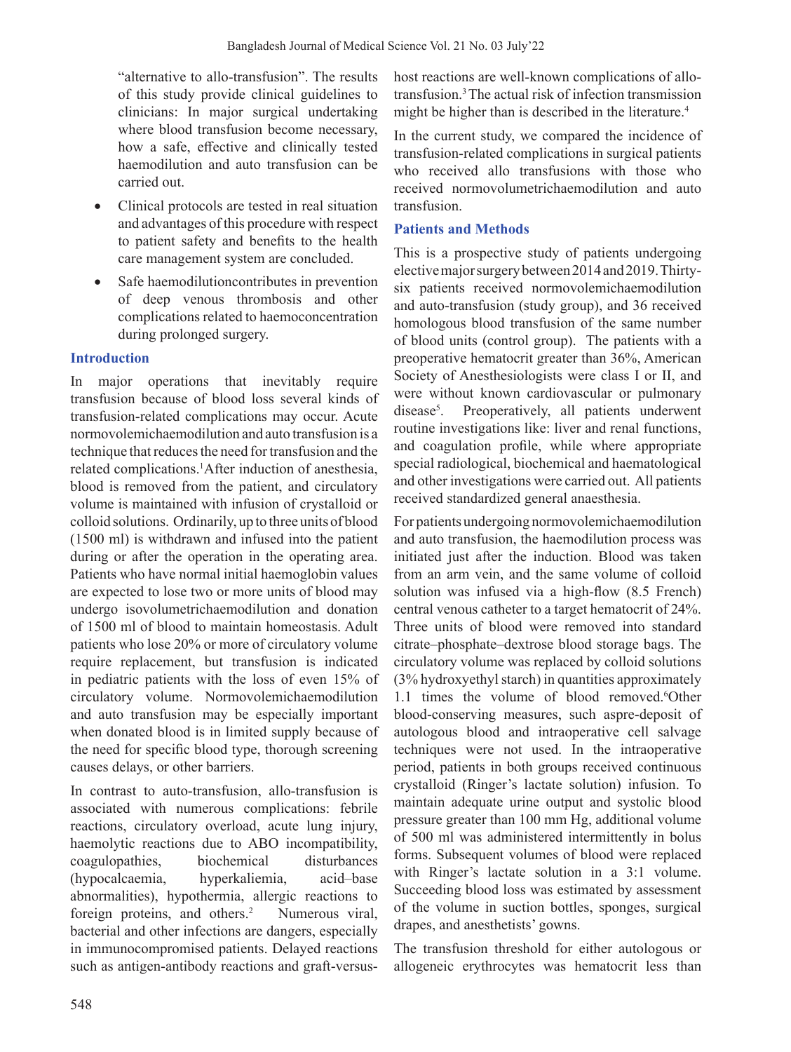"alternative to allo-transfusion". The results of this study provide clinical guidelines to clinicians: In major surgical undertaking where blood transfusion become necessary, how a safe, effective and clinically tested haemodilution and auto transfusion can be carried out.

- Clinical protocols are tested in real situation and advantages of this procedure with respect to patient safety and benefits to the health care management system are concluded.
- Safe haemodilutioncontributes in prevention of deep venous thrombosis and other complications related to haemoconcentration during prolonged surgery.

## Introduction

In major operations that inevitably require transfusion because of blood loss several kinds of transfusion-related complications may occur. Acute normovolemichaemodilution and auto transfusion is a technique that reduces the need for transfusion and the related complications.[1]After induction of anesthesia, blood is removed from the patient, and circulatory volume is maintained with infusion of crystalloid or colloid solutions. Ordinarily, up to three units of blood (1500 ml) is withdrawn and infused into the patient during or after the operation in the operating area. Patients who have normal initial haemoglobin values are expected to lose two or more units of blood may undergo isovolumetrichaemodilution and donation of 1500 ml of blood to maintain homeostasis. Adult patients who lose 20% or more of circulatory volume require replacement, but transfusion is indicated in pediatric patients with the loss of even 15% of circulatory volume. Normovolemichaemodilution and auto transfusion may be especially important when donated blood is in limited supply because of the need for specific blood type, thorough screening causes delays, or other barriers.

In contrast to auto-transfusion, allo-transfusion is associated with numerous complications: febrile reactions, circulatory overload, acute lung injury, haemolytic reactions due to ABO incompatibility, coagulopathies, biochemical disturbances (hypocalcaemia, hyperkaliemia, acid–base abnormalities), hypothermia, allergic reactions to foreign proteins, and others.[2] Numerous viral, bacterial and other infections are dangers, especially in immunocompromised patients. Delayed reactions such as antigen-antibody reactions and graft-versus-host reactions are well-known complications of allo-transfusion.[3] The actual risk of infection transmission might be higher than is described in the literature.[4]

In the current study, we compared the incidence of transfusion-related complications in surgical patients who received allo transfusions with those who received normovolumetrichaemodilution and auto transfusion.

## Patients and Methods

This is a prospective study of patients undergoing elective major surgery between 2014 and 2019. Thirty-six patients received normovolemichaemodilution and auto-transfusion (study group), and 36 received homologous blood transfusion of the same number of blood units (control group). The patients with a preoperative hematocrit greater than 36%, American Society of Anesthesiologists were class I or II, and were without known cardiovascular or pulmonary disease[5]. Preoperatively, all patients underwent routine investigations like: liver and renal functions, and coagulation profile, while where appropriate special radiological, biochemical and haematological and other investigations were carried out. All patients received standardized general anaesthesia.

For patients undergoing normovolemichaemodilution and auto transfusion, the haemodilution process was initiated just after the induction. Blood was taken from an arm vein, and the same volume of colloid solution was infused via a high-flow (8.5 French) central venous catheter to a target hematocrit of 24%. Three units of blood were removed into standard citrate–phosphate–dextrose blood storage bags. The circulatory volume was replaced by colloid solutions (3% hydroxyethyl starch) in quantities approximately 1.1 times the volume of blood removed.[6]Other blood-conserving measures, such aspre-deposit of autologous blood and intraoperative cell salvage techniques were not used. In the intraoperative period, patients in both groups received continuous crystalloid (Ringer's lactate solution) infusion. To maintain adequate urine output and systolic blood pressure greater than 100 mm Hg, additional volume of 500 ml was administered intermittently in bolus forms. Subsequent volumes of blood were replaced with Ringer's lactate solution in a 3:1 volume. Succeeding blood loss was estimated by assessment of the volume in suction bottles, sponges, surgical drapes, and anesthetists' gowns.

The transfusion threshold for either autologous or allogeneic erythrocytes was hematocrit less than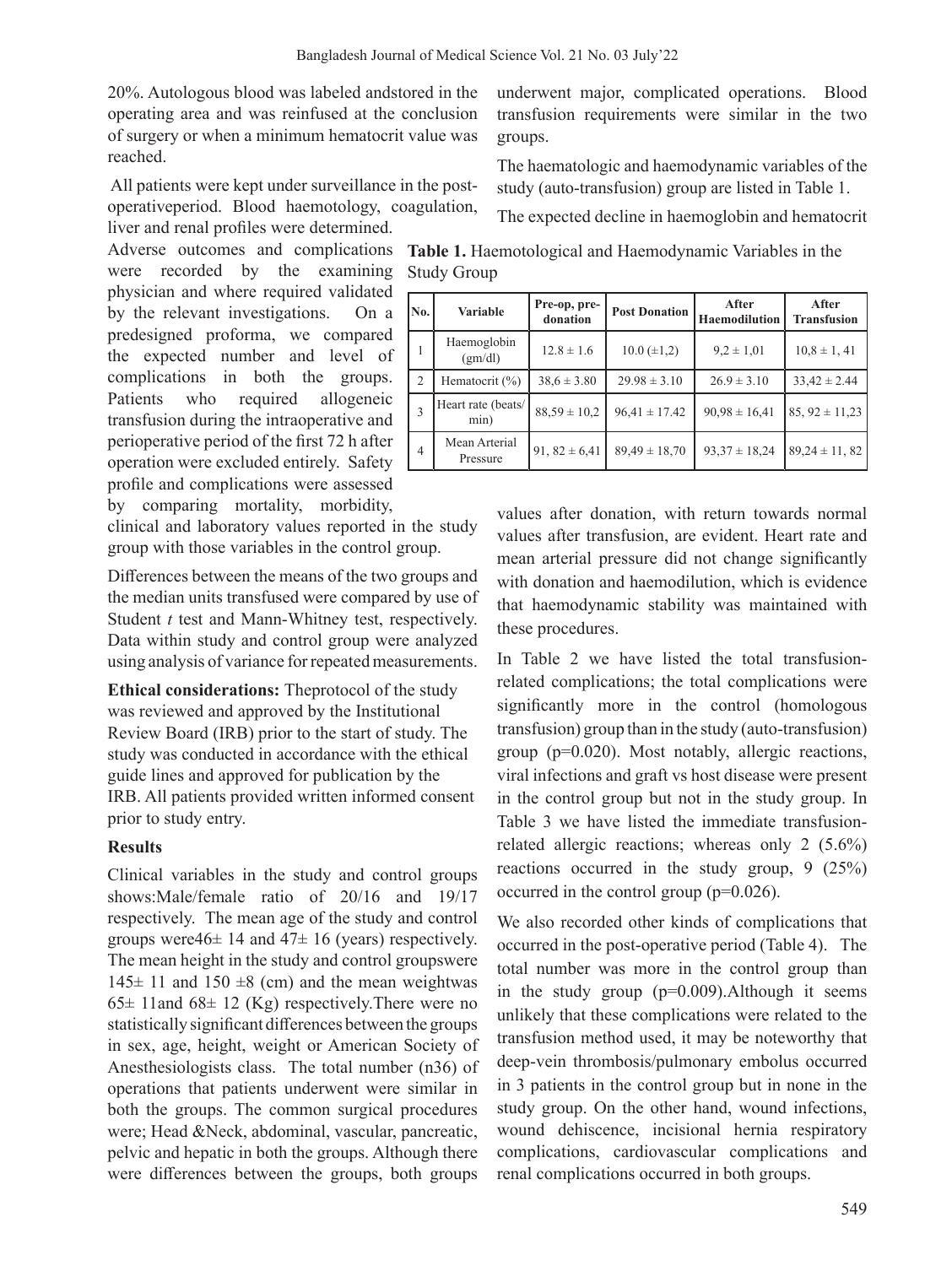20%. Autologous blood was labeled andstored in the operating area and was reinfused at the conclusion of surgery or when a minimum hematocrit value was reached.

All patients were kept under surveillance in the post-operativeperiod. Blood haemotology, coagulation, liver and renal profiles were determined. Adverse outcomes and complications were recorded by the examining physician and where required validated by the relevant investigations. On a predesigned proforma, we compared the expected number and level of complications in both the groups. Patients who required allogeneic transfusion during the intraoperative and perioperative period of the first 72 h after operation were excluded entirely. Safety profile and complications were assessed by comparing mortality, morbidity, clinical and laboratory values reported in the study group with those variables in the control group.

Differences between the means of the two groups and the median units transfused were compared by use of Student *t* test and Mann-Whitney test, respectively. Data within study and control group were analyzed using analysis of variance for repeated measurements.

**Ethical considerations:** Theprotocol of the study was reviewed and approved by the Institutional Review Board (IRB) prior to the start of study. The study was conducted in accordance with the ethical guide lines and approved for publication by the IRB. All patients provided written informed consent prior to study entry.

## Results

Clinical variables in the study and control groups shows:Male/female ratio of 20/16 and 19/17 respectively. The mean age of the study and control groups were46± 14 and 47± 16 (years) respectively. The mean height in the study and control groupswere 145± 11 and 150 ±8 (cm) and the mean weightwas 65± 11and 68± 12 (Kg) respectively.There were no statistically significant differences between the groups in sex, age, height, weight or American Society of Anesthesiologists class. The total number (n36) of operations that patients underwent were similar in both the groups. The common surgical procedures were; Head &Neck, abdominal, vascular, pancreatic, pelvic and hepatic in both the groups. Although there were differences between the groups, both groups underwent major, complicated operations. Blood transfusion requirements were similar in the two groups.

The haematologic and haemodynamic variables of the study (auto-transfusion) group are listed in Table 1.

The expected decline in haemoglobin and hematocrit values after donation, with return towards normal values after transfusion, are evident. Heart rate and mean arterial pressure did not change significantly with donation and haemodilution, which is evidence that haemodynamic stability was maintained with these procedures.

**Table 1.** Haematological and Haemodynamic Variables in the Study Group

| No. | Variable | Pre-op, pre-donation | Post Donation | After Haemodilution | After Transfusion |
|---|---|---|---|---|---|
| 1 | Haemoglobin (gm/dl) | 12.8 ± 1.6 | 10.0 (±1,2) | 9,2 ± 1,01 | 10,8 ± 1, 41 |
| 2 | Hematocrit (%) | 38,6 ± 3.80 | 29.98 ± 3.10 | 26.9 ± 3.10 | 33,42 ± 2.44 |
| 3 | Heart rate (beats/min) | 88,59 ± 10,2 | 96,41 ± 17.42 | 90,98 ± 16,41 | 85, 92 ± 11,23 |
| 4 | Mean Arterial Pressure | 91, 82 ± 6,41 | 89,49 ± 18,70 | 93,37 ± 18,24 | 89,24 ± 11, 82 |

In Table 2 we have listed the total transfusion-related complications; the total complications were significantly more in the control (homologous transfusion) group than in the study (auto-transfusion) group (p=0.020). Most notably, allergic reactions, viral infections and graft vs host disease were present in the control group but not in the study group. In Table 3 we have listed the immediate transfusion-related allergic reactions; whereas only 2 (5.6%) reactions occurred in the study group, 9 (25%) occurred in the control group (p=0.026).

We also recorded other kinds of complications that occurred in the post-operative period (Table 4). The total number was more in the control group than in the study group (p=0.009).Although it seems unlikely that these complications were related to the transfusion method used, it may be noteworthy that deep-vein thrombosis/pulmonary embolus occurred in 3 patients in the control group but in none in the study group. On the other hand, wound infections, wound dehiscence, incisional hernia respiratory complications, cardiovascular complications and renal complications occurred in both groups.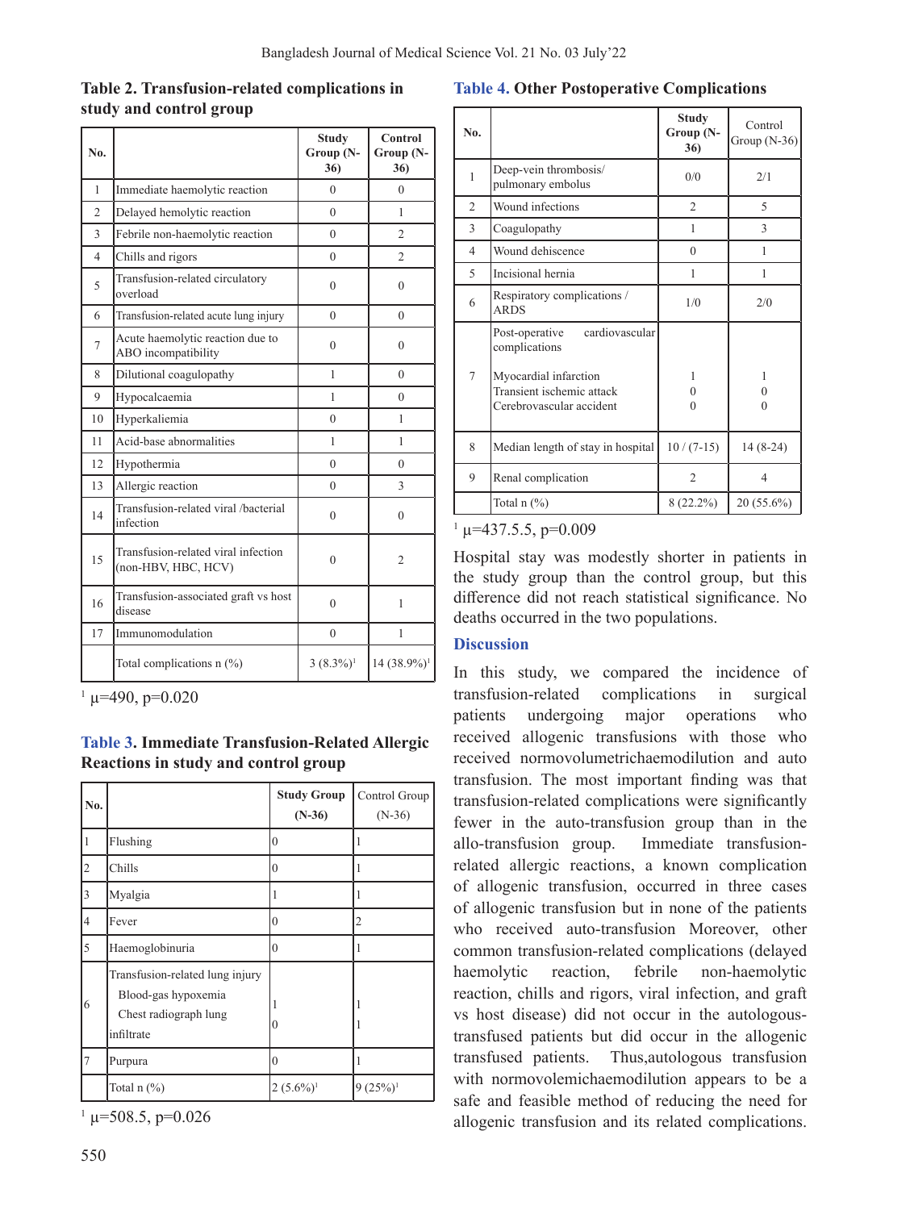**Table 2. Transfusion-related complications in study and control group**

| No. | | Study Group (N-36) | Control Group (N-36) |
|---|---|---|---|
| 1 | Immediate haemolytic reaction | 0 | 0 |
| 2 | Delayed hemolytic reaction | 0 | 1 |
| 3 | Febrile non-haemolytic reaction | 0 | 2 |
| 4 | Chills and rigors | 0 | 2 |
| 5 | Transfusion-related circulatory overload | 0 | 0 |
| 6 | Transfusion-related acute lung injury | 0 | 0 |
| 7 | Acute haemolytic reaction due to ABO incompatibility | 0 | 0 |
| 8 | Dilutional coagulopathy | 1 | 0 |
| 9 | Hypocalcaemia | 1 | 0 |
| 10 | Hyperkaliemia | 0 | 1 |
| 11 | Acid-base abnormalities | 1 | 1 |
| 12 | Hypothermia | 0 | 0 |
| 13 | Allergic reaction | 0 | 3 |
| 14 | Transfusion-related viral /bacterial infection | 0 | 0 |
| 15 | Transfusion-related viral infection (non-HBV, HBC, HCV) | 0 | 2 |
| 16 | Transfusion-associated graft vs host disease | 0 | 1 |
| 17 | Immunomodulation | 0 | 1 |
| | Total complications n (%) | 3 (8.3%)[1] | 14 (38.9%)[1] |

[1] μ=490, p=0.020

**Table 3. Immediate Transfusion-Related Allergic Reactions in study and control group**

| No. | | Study Group (N-36) | Control Group (N-36) |
|---|---|---|---|
| 1 | Flushing | 0 | 1 |
| 2 | Chills | 0 | 1 |
| 3 | Myalgia | 1 | 1 |
| 4 | Fever | 0 | 2 |
| 5 | Haemoglobinuria | 0 | 1 |
| 6 | Transfusion-related lung injury<br>Blood-gas hypoxemia<br>Chest radiograph lung infiltrate | <br>1<br>0 | <br>1<br>1 |
| 7 | Purpura | 0 | 1 |
| | Total n (%) | 2 (5.6%)[1] | 9 (25%)[1] |

[1] μ=508.5, p=0.026

**Table 4. Other Postoperative Complications**

| No. | | Study Group (N-36) | Control Group (N-36) |
|---|---|---|---|
| 1 | Deep-vein thrombosis/ pulmonary embolus | 0/0 | 2/1 |
| 2 | Wound infections | 2 | 5 |
| 3 | Coagulopathy | 1 | 3 |
| 4 | Wound dehiscence | 0 | 1 |
| 5 | Incisional hernia | 1 | 1 |
| 6 | Respiratory complications / ARDS | 1/0 | 2/0 |
| 7 | Post-operative cardiovascular complications<br>Myocardial infarction<br>Transient ischemic attack<br>Cerebrovascular accident | <br>1<br>0<br>0 | <br>1<br>0<br>0 |
| 8 | Median length of stay in hospital | 10 / (7-15) | 14 (8-24) |
| 9 | Renal complication | 2 | 4 |
| | Total n (%) | 8 (22.2%) | 20 (55.6%) |

[1] μ=437.5.5, p=0.009

Hospital stay was modestly shorter in patients in the study group than the control group, but this difference did not reach statistical significance. No deaths occurred in the two populations.

## Discussion

In this study, we compared the incidence of transfusion-related complications in surgical patients undergoing major operations who received allogenic transfusions with those who received normovolumetrichaemodilution and auto transfusion. The most important finding was that transfusion-related complications were significantly fewer in the auto-transfusion group than in the allo-transfusion group. Immediate transfusion-related allergic reactions, a known complication of allogenic transfusion, occurred in three cases of allogenic transfusion but in none of the patients who received auto-transfusion Moreover, other common transfusion-related complications (delayed haemolytic reaction, febrile non-haemolytic reaction, chills and rigors, viral infection, and graft vs host disease) did not occur in the autologous-transfused patients but did occur in the allogenic transfused patients. Thus,autologous transfusion with normovolemichaemodilution appears to be a safe and feasible method of reducing the need for allogenic transfusion and its related complications.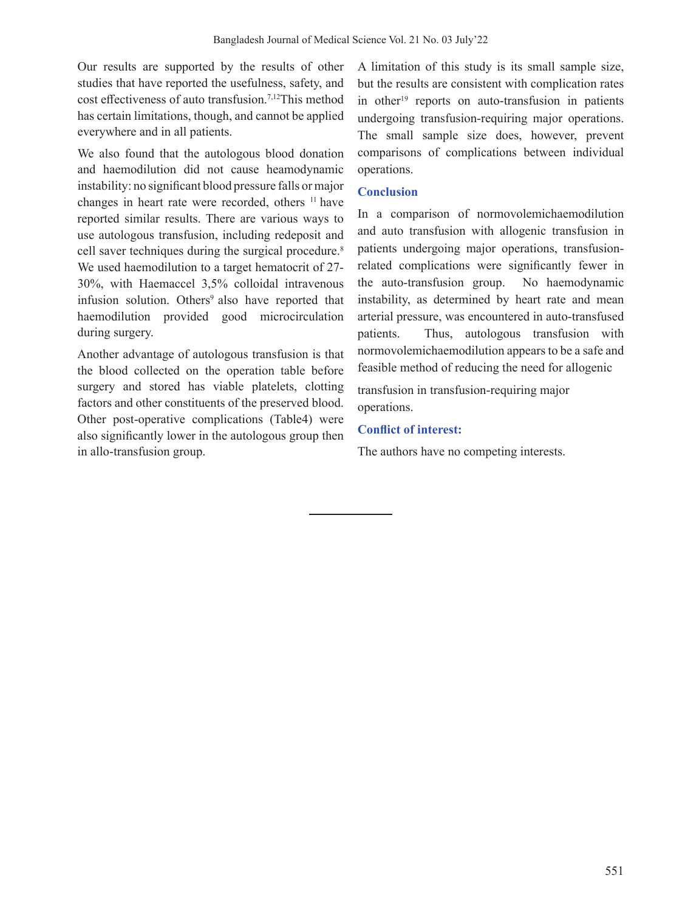Our results are supported by the results of other studies that have reported the usefulness, safety, and cost effectiveness of auto transfusion.[7,12]This method has certain limitations, though, and cannot be applied everywhere and in all patients.

We also found that the autologous blood donation and haemodilution did not cause heamodynamic instability: no significant blood pressure falls or major changes in heart rate were recorded, others [11] have reported similar results. There are various ways to use autologous transfusion, including redeposit and cell saver techniques during the surgical procedure.[8] We used haemodilution to a target hematocrit of 27-30%, with Haemaccel 3,5% colloidal intravenous infusion solution. Others[9] also have reported that haemodilution provided good microcirculation during surgery.

Another advantage of autologous transfusion is that the blood collected on the operation table before surgery and stored has viable platelets, clotting factors and other constituents of the preserved blood. Other post-operative complications (Table4) were also significantly lower in the autologous group then in allo-transfusion group.

A limitation of this study is its small sample size, but the results are consistent with complication rates in other[19] reports on auto-transfusion in patients undergoing transfusion-requiring major operations. The small sample size does, however, prevent comparisons of complications between individual operations.

## Conclusion

In a comparison of normovolemichaemodilution and auto transfusion with allogenic transfusion in patients undergoing major operations, transfusion-related complications were significantly fewer in the auto-transfusion group. No haemodynamic instability, as determined by heart rate and mean arterial pressure, was encountered in auto-transfused patients. Thus, autologous transfusion with normovolemichaemodilution appears to be a safe and feasible method of reducing the need for allogenic transfusion in transfusion-requiring major operations.

## Conflict of interest:

The authors have no competing interests.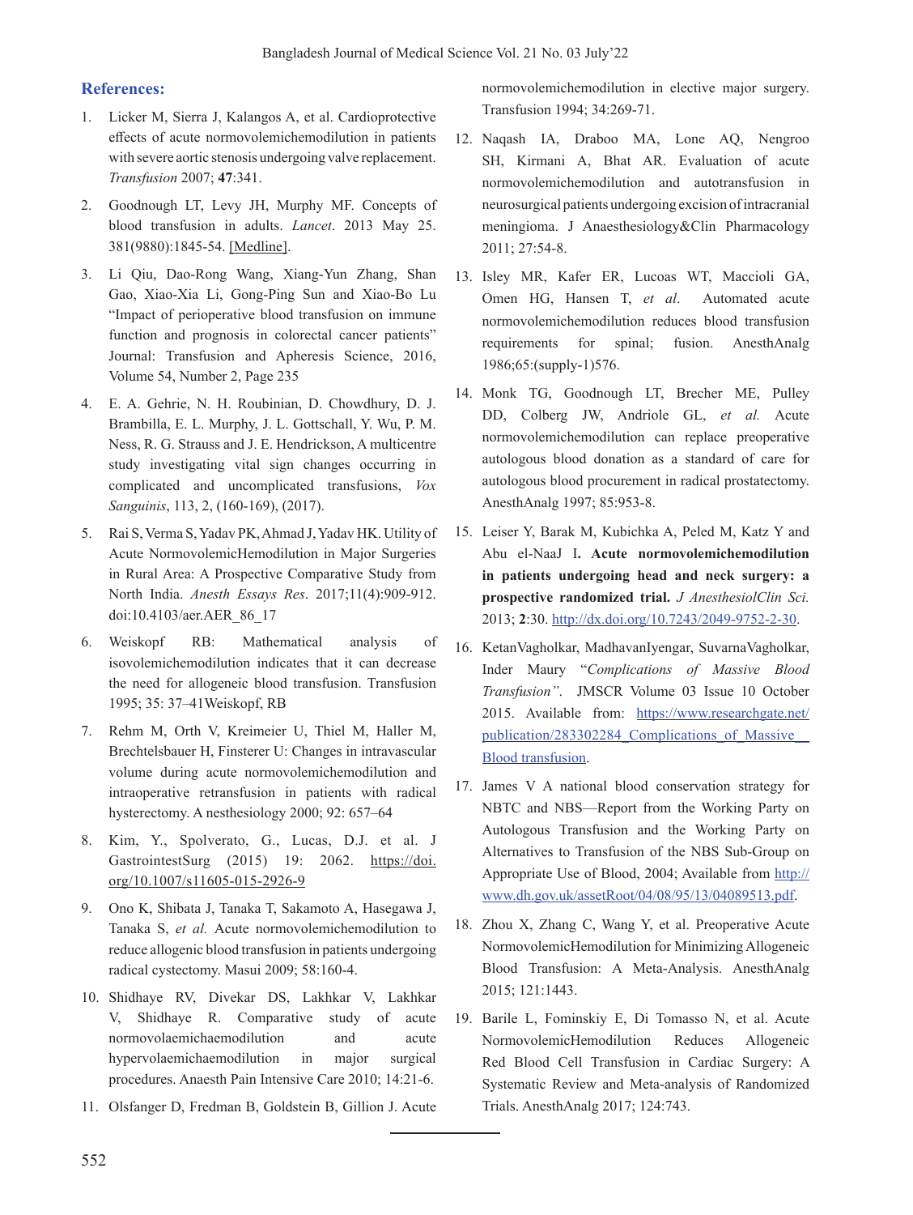## References:

1. Licker M, Sierra J, Kalangos A, et al. Cardioprotective effects of acute normovolemichemodilution in patients with severe aortic stenosis undergoing valve replacement. *Transfusion* 2007; **47**:341.

2. Goodnough LT, Levy JH, Murphy MF. Concepts of blood transfusion in adults. *Lancet*. 2013 May 25. 381(9880):1845-54. [Medline].

3. Li Qiu, Dao-Rong Wang, Xiang-Yun Zhang, Shan Gao, Xiao-Xia Li, Gong-Ping Sun and Xiao-Bo Lu "Impact of perioperative blood transfusion on immune function and prognosis in colorectal cancer patients" Journal: Transfusion and Apheresis Science, 2016, Volume 54, Number 2, Page 235

4. E. A. Gehrie, N. H. Roubinian, D. Chowdhury, D. J. Brambilla, E. L. Murphy, J. L. Gottschall, Y. Wu, P. M. Ness, R. G. Strauss and J. E. Hendrickson, A multicentre study investigating vital sign changes occurring in complicated and uncomplicated transfusions, *Vox Sanguinis*, 113, 2, (160-169), (2017).

5. Rai S, Verma S, Yadav PK, Ahmad J, Yadav HK. Utility of Acute NormovolemicHemodilution in Major Surgeries in Rural Area: A Prospective Comparative Study from North India. *Anesth Essays Res*. 2017;11(4):909-912. doi:10.4103/aer.AER_86_17

6. Weiskopf RB: Mathematical analysis of isovolemichemodilution indicates that it can decrease the need for allogeneic blood transfusion. Transfusion 1995; 35: 37–41Weiskopf, RB

7. Rehm M, Orth V, Kreimeier U, Thiel M, Haller M, Brechtelsbauer H, Finsterer U: Changes in intravascular volume during acute normovolemichemodilution and intraoperative retransfusion in patients with radical hysterectomy. A nesthesiology 2000; 92: 657–64

8. Kim, Y., Spolverato, G., Lucas, D.J. et al. J GastrointestSurg (2015) 19: 2062. https://doi.org/10.1007/s11605-015-2926-9

9. Ono K, Shibata J, Tanaka T, Sakamoto A, Hasegawa J, Tanaka S, *et al.* Acute normovolemichemodilution to reduce allogenic blood transfusion in patients undergoing radical cystectomy. Masui 2009; 58:160-4.

10. Shidhaye RV, Divekar DS, Lakhkar V, Lakhkar V, Shidhaye R. Comparative study of acute normovolaemichaemodilution and acute hypervolaemichaemodilution in major surgical procedures. Anaesth Pain Intensive Care 2010; 14:21-6.

11. Olsfanger D, Fredman B, Goldstein B, Gillion J. Acute normovolemichemodilution in elective major surgery. Transfusion 1994; 34:269-71.

12. Naqash IA, Draboo MA, Lone AQ, Nengroo SH, Kirmani A, Bhat AR. Evaluation of acute normovolemichemodilution and autotransfusion in neurosurgical patients undergoing excision of intracranial meningioma. J Anaesthesiology&Clin Pharmacology 2011; 27:54-8.

13. Isley MR, Kafer ER, Lucoas WT, Maccioli GA, Omen HG, Hansen T, *et al*. Automated acute normovolemichemodilution reduces blood transfusion requirements for spinal; fusion. AnesthAnalg 1986;65:(supply-1)576.

14. Monk TG, Goodnough LT, Brecher ME, Pulley DD, Colberg JW, Andriole GL, *et al.* Acute normovolemichemodilution can replace preoperative autologous blood donation as a standard of care for autologous blood procurement in radical prostatectomy. AnesthAnalg 1997; 85:953-8.

15. Leiser Y, Barak M, Kubichka A, Peled M, Katz Y and Abu el-NaaJ I**. Acute normovolemichemodilution in patients undergoing head and neck surgery: a prospective randomized trial.** *J AnesthesiolClin Sci.* 2013; **2**:30. http://dx.doi.org/10.7243/2049-9752-2-30.

16. KetanVagholkar, MadhavanIyengar, SuvarnaVagholkar, Inder Maury "*Complications of Massive Blood Transfusion"*. JMSCR Volume 03 Issue 10 October 2015. Available from: https://www.researchgate.net/publication/283302284_Complications_of_Massive__Blood transfusion.

17. James V A national blood conservation strategy for NBTC and NBS—Report from the Working Party on Autologous Transfusion and the Working Party on Alternatives to Transfusion of the NBS Sub-Group on Appropriate Use of Blood, 2004; Available from http://www.dh.gov.uk/assetRoot/04/08/95/13/04089513.pdf.

18. Zhou X, Zhang C, Wang Y, et al. Preoperative Acute NormovolemicHemodilution for Minimizing Allogeneic Blood Transfusion: A Meta-Analysis. AnesthAnalg 2015; 121:1443.

19. Barile L, Fominskiy E, Di Tomasso N, et al. Acute NormovolemicHemodilution Reduces Allogeneic Red Blood Cell Transfusion in Cardiac Surgery: A Systematic Review and Meta-analysis of Randomized Trials. AnesthAnalg 2017; 124:743.